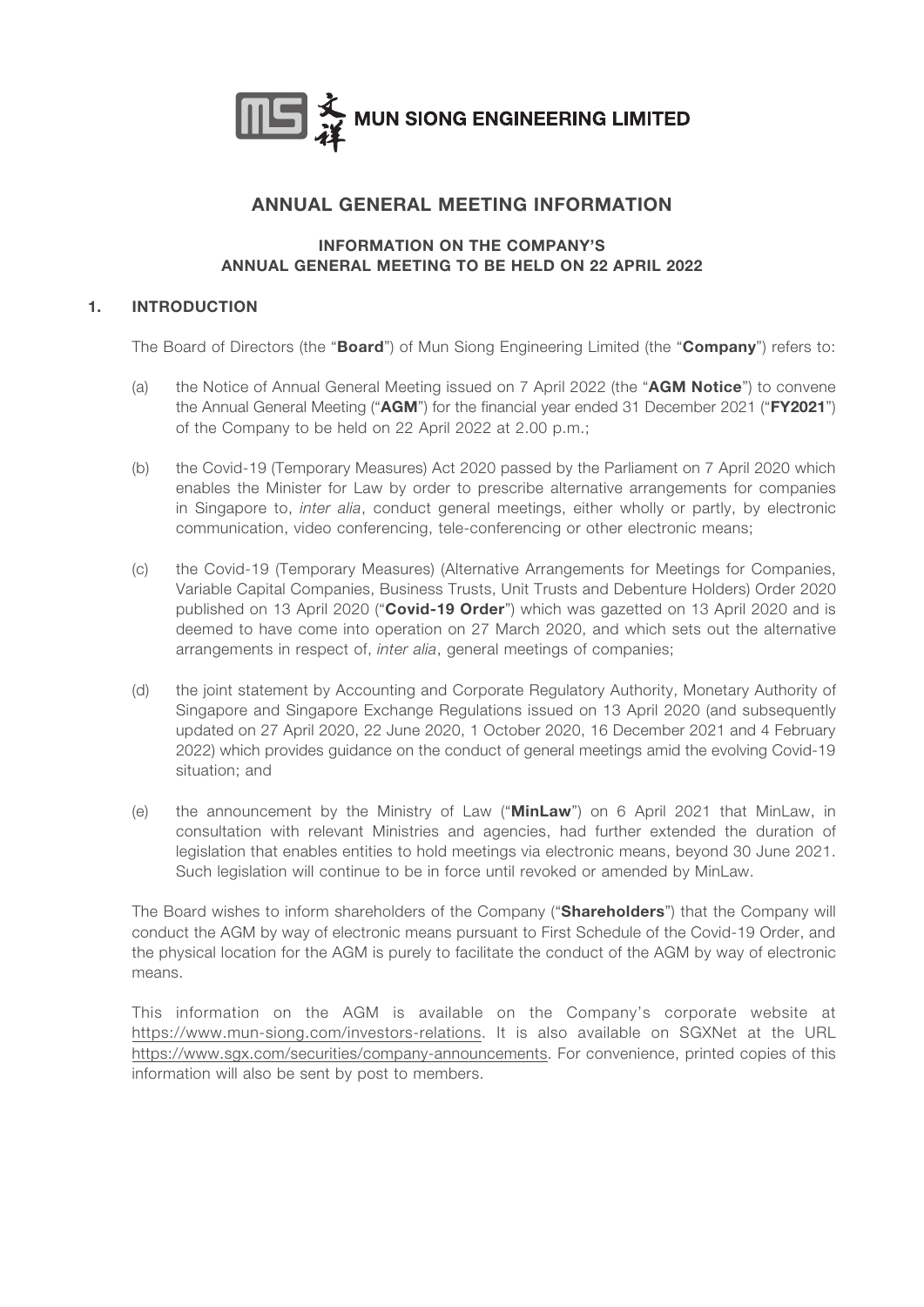MUN SIONG ENGINEERING LIMITED

# ANNUAL GENERAL MEETING INFORMATION

## INFORMATION ON THE COMPANY'S ANNUAL GENERAL MEETING TO BE HELD ON 22 APRIL 2022

### 1. INTRODUCTION

The Board of Directors (the "**Board**") of Mun Siong Engineering Limited (the "**Company**") refers to:

(a) the Notice of Annual General Meeting issued on 7 April 2022 (the "**AGM Notice**") to convene the Annual General Meeting ("**AGM**") for the financial year ended 31 December 2021 ("**FY2021**") of the Company to be held on 22 April 2022 at 2.00 p.m.;

(b) the Covid-19 (Temporary Measures) Act 2020 passed by the Parliament on 7 April 2020 which enables the Minister for Law by order to prescribe alternative arrangements for companies in Singapore to, *inter alia*, conduct general meetings, either wholly or partly, by electronic communication, video conferencing, tele-conferencing or other electronic means;

(c) the Covid-19 (Temporary Measures) (Alternative Arrangements for Meetings for Companies, Variable Capital Companies, Business Trusts, Unit Trusts and Debenture Holders) Order 2020 published on 13 April 2020 ("**Covid-19 Order**") which was gazetted on 13 April 2020 and is deemed to have come into operation on 27 March 2020, and which sets out the alternative arrangements in respect of, *inter alia*, general meetings of companies;

(d) the joint statement by Accounting and Corporate Regulatory Authority, Monetary Authority of Singapore and Singapore Exchange Regulations issued on 13 April 2020 (and subsequently updated on 27 April 2020, 22 June 2020, 1 October 2020, 16 December 2021 and 4 February 2022) which provides guidance on the conduct of general meetings amid the evolving Covid-19 situation; and

(e) the announcement by the Ministry of Law ("**MinLaw**") on 6 April 2021 that MinLaw, in consultation with relevant Ministries and agencies, had further extended the duration of legislation that enables entities to hold meetings via electronic means, beyond 30 June 2021. Such legislation will continue to be in force until revoked or amended by MinLaw.

The Board wishes to inform shareholders of the Company ("**Shareholders**") that the Company will conduct the AGM by way of electronic means pursuant to First Schedule of the Covid-19 Order, and the physical location for the AGM is purely to facilitate the conduct of the AGM by way of electronic means.

This information on the AGM is available on the Company's corporate website at https://www.mun-siong.com/investors-relations. It is also available on SGXNet at the URL https://www.sgx.com/securities/company-announcements. For convenience, printed copies of this information will also be sent by post to members.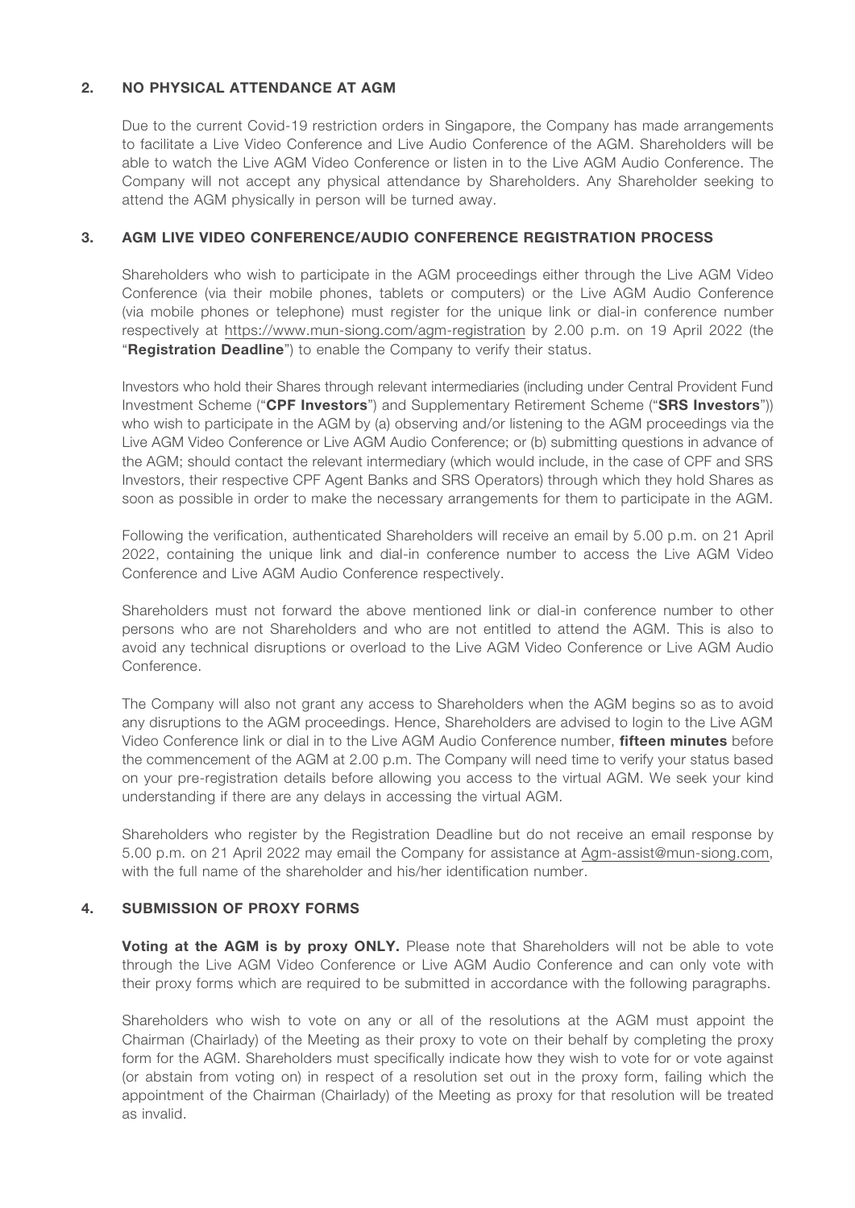## 2. NO PHYSICAL ATTENDANCE AT AGM

Due to the current Covid-19 restriction orders in Singapore, the Company has made arrangements to facilitate a Live Video Conference and Live Audio Conference of the AGM. Shareholders will be able to watch the Live AGM Video Conference or listen in to the Live AGM Audio Conference. The Company will not accept any physical attendance by Shareholders. Any Shareholder seeking to attend the AGM physically in person will be turned away.

## 3. AGM LIVE VIDEO CONFERENCE/AUDIO CONFERENCE REGISTRATION PROCESS

Shareholders who wish to participate in the AGM proceedings either through the Live AGM Video Conference (via their mobile phones, tablets or computers) or the Live AGM Audio Conference (via mobile phones or telephone) must register for the unique link or dial-in conference number respectively at https://www.mun-siong.com/agm-registration by 2.00 p.m. on 19 April 2022 (the "**Registration Deadline**") to enable the Company to verify their status.

Investors who hold their Shares through relevant intermediaries (including under Central Provident Fund Investment Scheme ("**CPF Investors**") and Supplementary Retirement Scheme ("**SRS Investors**")) who wish to participate in the AGM by (a) observing and/or listening to the AGM proceedings via the Live AGM Video Conference or Live AGM Audio Conference; or (b) submitting questions in advance of the AGM; should contact the relevant intermediary (which would include, in the case of CPF and SRS Investors, their respective CPF Agent Banks and SRS Operators) through which they hold Shares as soon as possible in order to make the necessary arrangements for them to participate in the AGM.

Following the verification, authenticated Shareholders will receive an email by 5.00 p.m. on 21 April 2022, containing the unique link and dial-in conference number to access the Live AGM Video Conference and Live AGM Audio Conference respectively.

Shareholders must not forward the above mentioned link or dial-in conference number to other persons who are not Shareholders and who are not entitled to attend the AGM. This is also to avoid any technical disruptions or overload to the Live AGM Video Conference or Live AGM Audio Conference.

The Company will also not grant any access to Shareholders when the AGM begins so as to avoid any disruptions to the AGM proceedings. Hence, Shareholders are advised to login to the Live AGM Video Conference link or dial in to the Live AGM Audio Conference number, **fifteen minutes** before the commencement of the AGM at 2.00 p.m. The Company will need time to verify your status based on your pre-registration details before allowing you access to the virtual AGM. We seek your kind understanding if there are any delays in accessing the virtual AGM.

Shareholders who register by the Registration Deadline but do not receive an email response by 5.00 p.m. on 21 April 2022 may email the Company for assistance at Agm-assist@mun-siong.com, with the full name of the shareholder and his/her identification number.

## 4. SUBMISSION OF PROXY FORMS

**Voting at the AGM is by proxy ONLY.** Please note that Shareholders will not be able to vote through the Live AGM Video Conference or Live AGM Audio Conference and can only vote with their proxy forms which are required to be submitted in accordance with the following paragraphs.

Shareholders who wish to vote on any or all of the resolutions at the AGM must appoint the Chairman (Chairlady) of the Meeting as their proxy to vote on their behalf by completing the proxy form for the AGM. Shareholders must specifically indicate how they wish to vote for or vote against (or abstain from voting on) in respect of a resolution set out in the proxy form, failing which the appointment of the Chairman (Chairlady) of the Meeting as proxy for that resolution will be treated as invalid.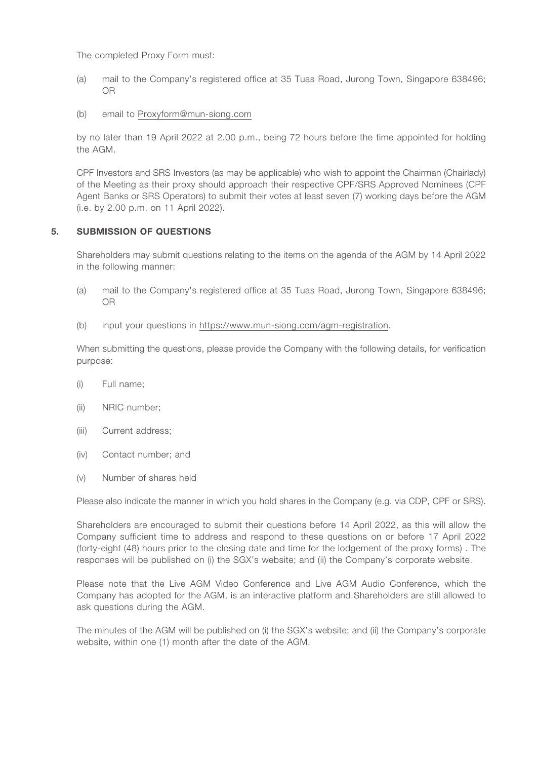The completed Proxy Form must:

(a) mail to the Company's registered office at 35 Tuas Road, Jurong Town, Singapore 638496; OR

(b) email to Proxyform@mun-siong.com

by no later than 19 April 2022 at 2.00 p.m., being 72 hours before the time appointed for holding the AGM.

CPF Investors and SRS Investors (as may be applicable) who wish to appoint the Chairman (Chairlady) of the Meeting as their proxy should approach their respective CPF/SRS Approved Nominees (CPF Agent Banks or SRS Operators) to submit their votes at least seven (7) working days before the AGM (i.e. by 2.00 p.m. on 11 April 2022).

## 5. SUBMISSION OF QUESTIONS

Shareholders may submit questions relating to the items on the agenda of the AGM by 14 April 2022 in the following manner:

(a) mail to the Company's registered office at 35 Tuas Road, Jurong Town, Singapore 638496; OR

(b) input your questions in https://www.mun-siong.com/agm-registration.

When submitting the questions, please provide the Company with the following details, for verification purpose:

(i) Full name;

(ii) NRIC number;

(iii) Current address;

(iv) Contact number; and

(v) Number of shares held

Please also indicate the manner in which you hold shares in the Company (e.g. via CDP, CPF or SRS).

Shareholders are encouraged to submit their questions before 14 April 2022, as this will allow the Company sufficient time to address and respond to these questions on or before 17 April 2022 (forty-eight (48) hours prior to the closing date and time for the lodgement of the proxy forms) . The responses will be published on (i) the SGX's website; and (ii) the Company's corporate website.

Please note that the Live AGM Video Conference and Live AGM Audio Conference, which the Company has adopted for the AGM, is an interactive platform and Shareholders are still allowed to ask questions during the AGM.

The minutes of the AGM will be published on (i) the SGX's website; and (ii) the Company's corporate website, within one (1) month after the date of the AGM.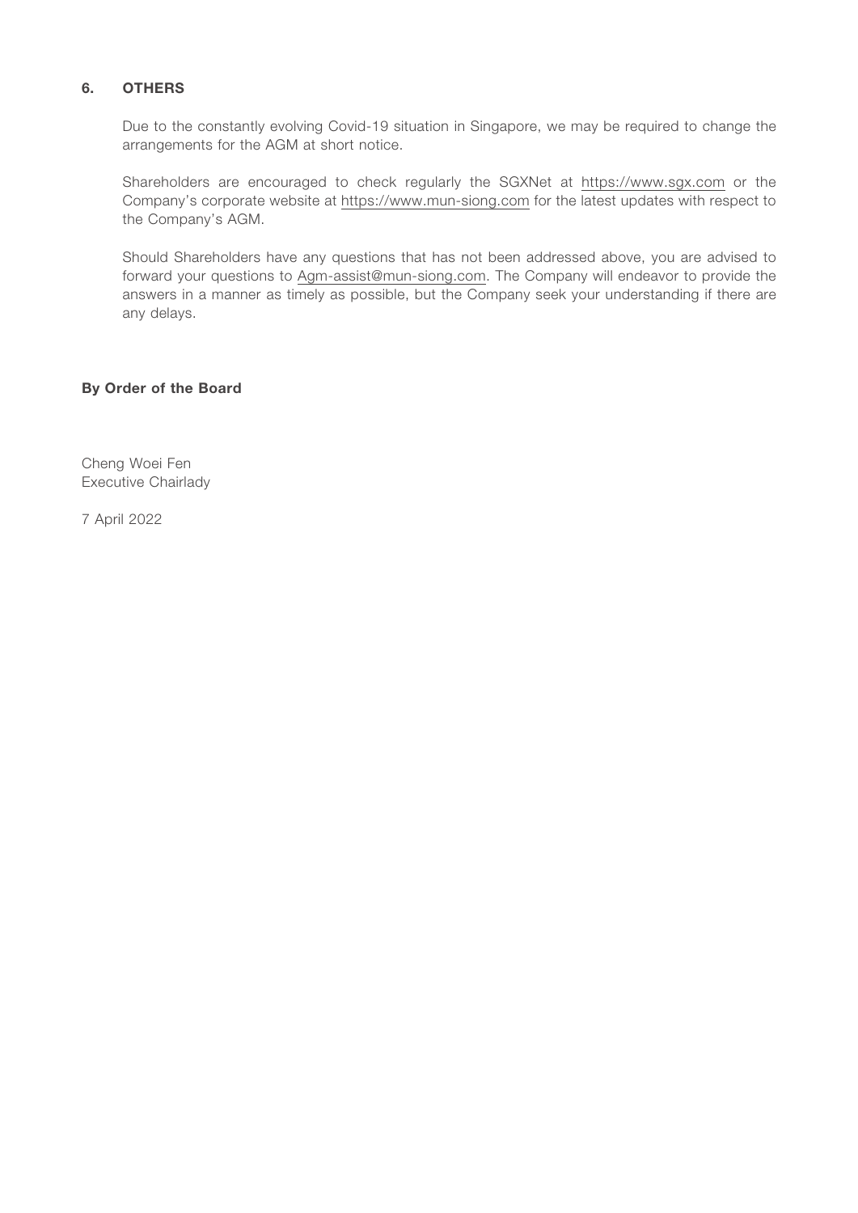## 6. OTHERS

Due to the constantly evolving Covid-19 situation in Singapore, we may be required to change the arrangements for the AGM at short notice.

Shareholders are encouraged to check regularly the SGXNet at https://www.sgx.com or the Company's corporate website at https://www.mun-siong.com for the latest updates with respect to the Company's AGM.

Should Shareholders have any questions that has not been addressed above, you are advised to forward your questions to Agm-assist@mun-siong.com. The Company will endeavor to provide the answers in a manner as timely as possible, but the Company seek your understanding if there are any delays.

**By Order of the Board**

Cheng Woei Fen
Executive Chairlady

7 April 2022